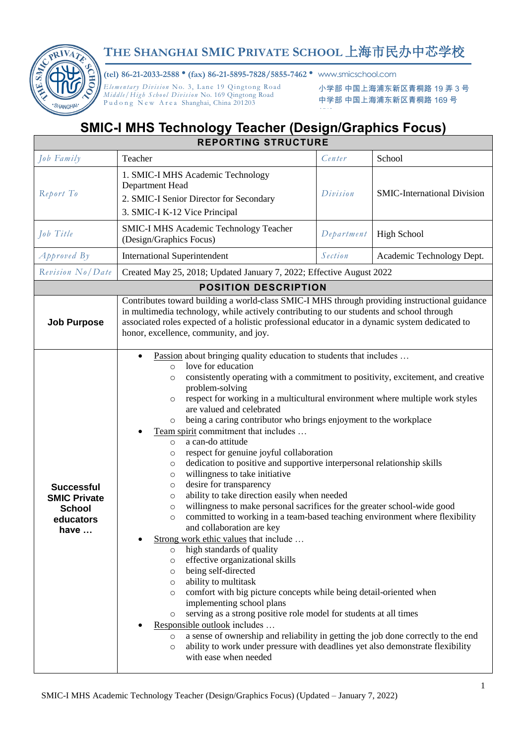# THE SHANGHAI SMIC PRIVATE SCHOOL 上海市民办中芯学校

**(tel) 86-21-2033-2588 • (fax) 86-21-5895-7828/5855-7462 •** www.smicschool.com

*Elementary Division* No. 3, Lane 19 Qingtong Road
*Middle/High School Division* No. 169 Qingtong Road
Pudong New Area Shanghai, China 201203

小学部 中国上海浦东新区青桐路 19 弄 3 号
中学部 中国上海浦东新区青桐路 169 号

## SMIC-I MHS Technology Teacher (Design/Graphics Focus)

| REPORTING STRUCTURE | | | |
|---|---|---|---|
| *Job Family* | Teacher | *Center* | School |
| *Report To* | 1. SMIC-I MHS Academic Technology Department Head<br>2. SMIC-I Senior Director for Secondary<br>3. SMIC-I K-12 Vice Principal | *Division* | SMIC-International Division |
| *Job Title* | SMIC-I MHS Academic Technology Teacher (Design/Graphics Focus) | *Department* | High School |
| *Approved By* | International Superintendent | *Section* | Academic Technology Dept. |
| *Revision No/Date* | Created May 25, 2018; Updated January 7, 2022; Effective August 2022 | | |

| POSITION DESCRIPTION | |
|---|---|
| **Job Purpose** | Contributes toward building a world-class SMIC-I MHS through providing instructional guidance in multimedia technology, while actively contributing to our students and school through associated roles expected of a holistic professional educator in a dynamic system dedicated to honor, excellence, community, and joy. |
| **Successful SMIC Private School educators have …** | • Passion about bringing quality education to students that includes …<br>  ○ love for education<br>  ○ consistently operating with a commitment to positivity, excitement, and creative problem-solving<br>  ○ respect for working in a multicultural environment where multiple work styles are valued and celebrated<br>  ○ being a caring contributor who brings enjoyment to the workplace<br>• Team spirit commitment that includes …<br>  ○ a can-do attitude<br>  ○ respect for genuine joyful collaboration<br>  ○ dedication to positive and supportive interpersonal relationship skills<br>  ○ willingness to take initiative<br>  ○ desire for transparency<br>  ○ ability to take direction easily when needed<br>  ○ willingness to make personal sacrifices for the greater school-wide good<br>  ○ committed to working in a team-based teaching environment where flexibility and collaboration are key<br>• Strong work ethic values that include …<br>  ○ high standards of quality<br>  ○ effective organizational skills<br>  ○ being self-directed<br>  ○ ability to multitask<br>  ○ comfort with big picture concepts while being detail-oriented when implementing school plans<br>  ○ serving as a strong positive role model for students at all times<br>• Responsible outlook includes …<br>  ○ a sense of ownership and reliability in getting the job done correctly to the end<br>  ○ ability to work under pressure with deadlines yet also demonstrate flexibility with ease when needed |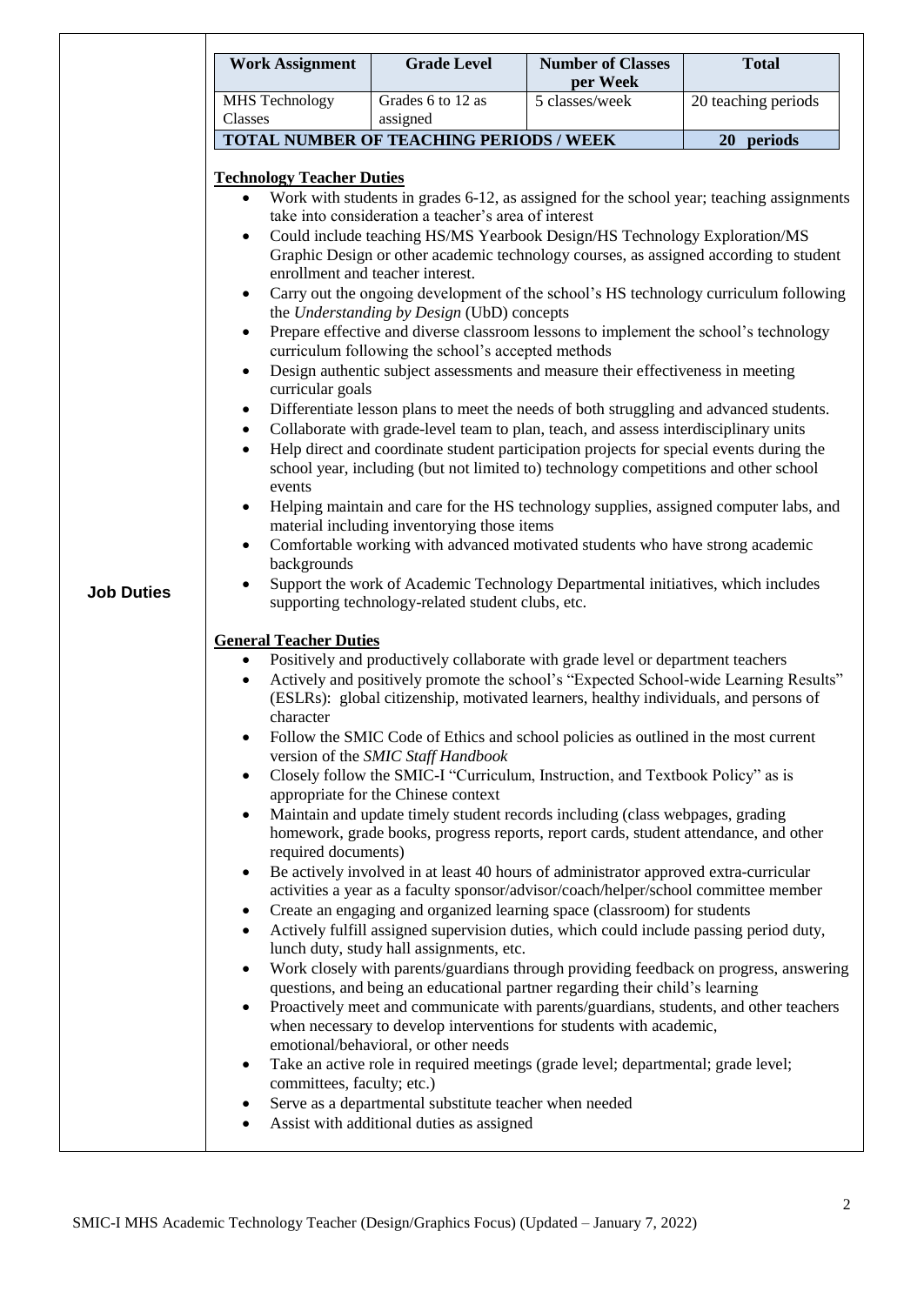| Work Assignment | Grade Level | Number of Classes per Week | Total |
|---|---|---|---|
| MHS Technology Classes | Grades 6 to 12 as assigned | 5 classes/week | 20 teaching periods |
| **TOTAL NUMBER OF TEACHING PERIODS / WEEK** | | | **20 periods** |

**Job Duties**

**Technology Teacher Duties**

- Work with students in grades 6-12, as assigned for the school year; teaching assignments take into consideration a teacher's area of interest
- Could include teaching HS/MS Yearbook Design/HS Technology Exploration/MS Graphic Design or other academic technology courses, as assigned according to student enrollment and teacher interest.
- Carry out the ongoing development of the school's HS technology curriculum following the *Understanding by Design* (UbD) concepts
- Prepare effective and diverse classroom lessons to implement the school's technology curriculum following the school's accepted methods
- Design authentic subject assessments and measure their effectiveness in meeting curricular goals
- Differentiate lesson plans to meet the needs of both struggling and advanced students.
- Collaborate with grade-level team to plan, teach, and assess interdisciplinary units
- Help direct and coordinate student participation projects for special events during the school year, including (but not limited to) technology competitions and other school events
- Helping maintain and care for the HS technology supplies, assigned computer labs, and material including inventorying those items
- Comfortable working with advanced motivated students who have strong academic backgrounds
- Support the work of Academic Technology Departmental initiatives, which includes supporting technology-related student clubs, etc.

**General Teacher Duties**

- Positively and productively collaborate with grade level or department teachers
- Actively and positively promote the school's "Expected School-wide Learning Results" (ESLRs): global citizenship, motivated learners, healthy individuals, and persons of character
- Follow the SMIC Code of Ethics and school policies as outlined in the most current version of the *SMIC Staff Handbook*
- Closely follow the SMIC-I "Curriculum, Instruction, and Textbook Policy" as is appropriate for the Chinese context
- Maintain and update timely student records including (class webpages, grading homework, grade books, progress reports, report cards, student attendance, and other required documents)
- Be actively involved in at least 40 hours of administrator approved extra-curricular activities a year as a faculty sponsor/advisor/coach/helper/school committee member
- Create an engaging and organized learning space (classroom) for students
- Actively fulfill assigned supervision duties, which could include passing period duty, lunch duty, study hall assignments, etc.
- Work closely with parents/guardians through providing feedback on progress, answering questions, and being an educational partner regarding their child's learning
- Proactively meet and communicate with parents/guardians, students, and other teachers when necessary to develop interventions for students with academic, emotional/behavioral, or other needs
- Take an active role in required meetings (grade level; departmental; grade level; committees, faculty; etc.)
- Serve as a departmental substitute teacher when needed
- Assist with additional duties as assigned

SMIC-I MHS Academic Technology Teacher (Design/Graphics Focus) (Updated – January 7, 2022)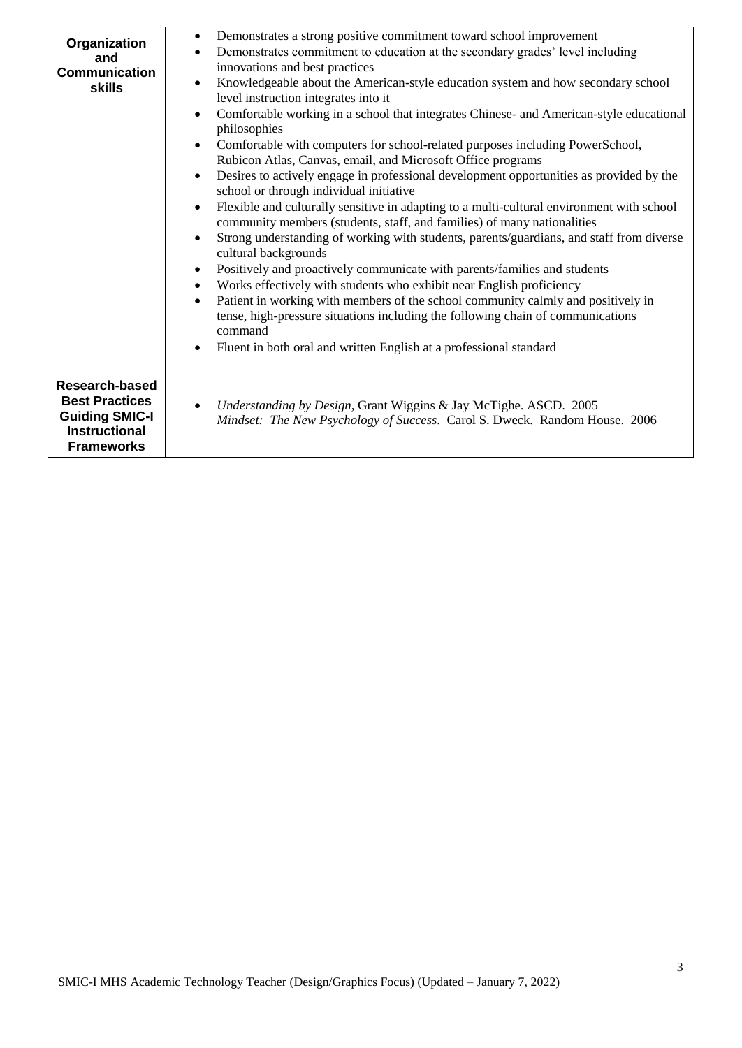| | |
|---|---|
| **Organization and Communication skills** | • Demonstrates a strong positive commitment toward school improvement<br>• Demonstrates commitment to education at the secondary grades' level including innovations and best practices<br>• Knowledgeable about the American-style education system and how secondary school level instruction integrates into it<br>• Comfortable working in a school that integrates Chinese- and American-style educational philosophies<br>• Comfortable with computers for school-related purposes including PowerSchool, Rubicon Atlas, Canvas, email, and Microsoft Office programs<br>• Desires to actively engage in professional development opportunities as provided by the school or through individual initiative<br>• Flexible and culturally sensitive in adapting to a multi-cultural environment with school community members (students, staff, and families) of many nationalities<br>• Strong understanding of working with students, parents/guardians, and staff from diverse cultural backgrounds<br>• Positively and proactively communicate with parents/families and students<br>• Works effectively with students who exhibit near English proficiency<br>• Patient in working with members of the school community calmly and positively in tense, high-pressure situations including the following chain of communications command<br>• Fluent in both oral and written English at a professional standard |
| **Research-based Best Practices Guiding SMIC-I Instructional Frameworks** | • *Understanding by Design*, Grant Wiggins & Jay McTighe. ASCD. 2005<br>*Mindset: The New Psychology of Success*. Carol S. Dweck. Random House. 2006 |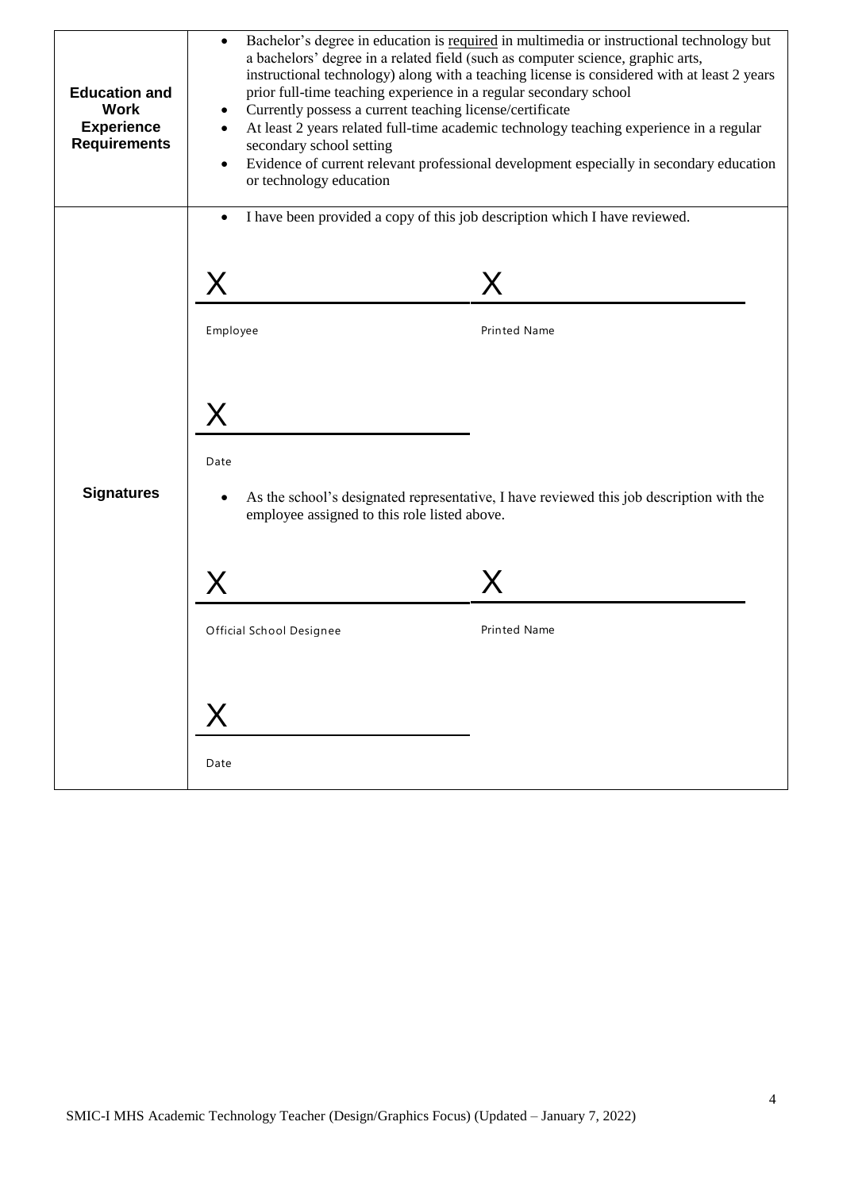| | |
|---|---|
| **Education and Work Experience Requirements** | • Bachelor's degree in education is <u>required</u> in multimedia or instructional technology but a bachelors' degree in a related field (such as computer science, graphic arts, instructional technology) along with a teaching license is considered with at least 2 years prior full-time teaching experience in a regular secondary school<br>• Currently possess a current teaching license/certificate<br>• At least 2 years related full-time academic technology teaching experience in a regular secondary school setting<br>• Evidence of current relevant professional development especially in secondary education or technology education |
| **Signatures** | • I have been provided a copy of this job description which I have reviewed.<br><br>X \_\_\_\_\_\_\_\_\_\_\_\_\_\_\_\_\_\_\_\_ X \_\_\_\_\_\_\_\_\_\_\_\_\_\_\_\_\_\_\_\_<br>Employee Printed Name<br><br>X \_\_\_\_\_\_\_\_\_\_\_\_\_\_\_\_\_\_\_\_<br>Date<br><br>• As the school's designated representative, I have reviewed this job description with the employee assigned to this role listed above.<br><br>X \_\_\_\_\_\_\_\_\_\_\_\_\_\_\_\_\_\_\_\_ X \_\_\_\_\_\_\_\_\_\_\_\_\_\_\_\_\_\_\_\_<br>Official School Designee Printed Name<br><br>X \_\_\_\_\_\_\_\_\_\_\_\_\_\_\_\_\_\_\_\_<br>Date |

SMIC-I MHS Academic Technology Teacher (Design/Graphics Focus) (Updated – January 7, 2022)